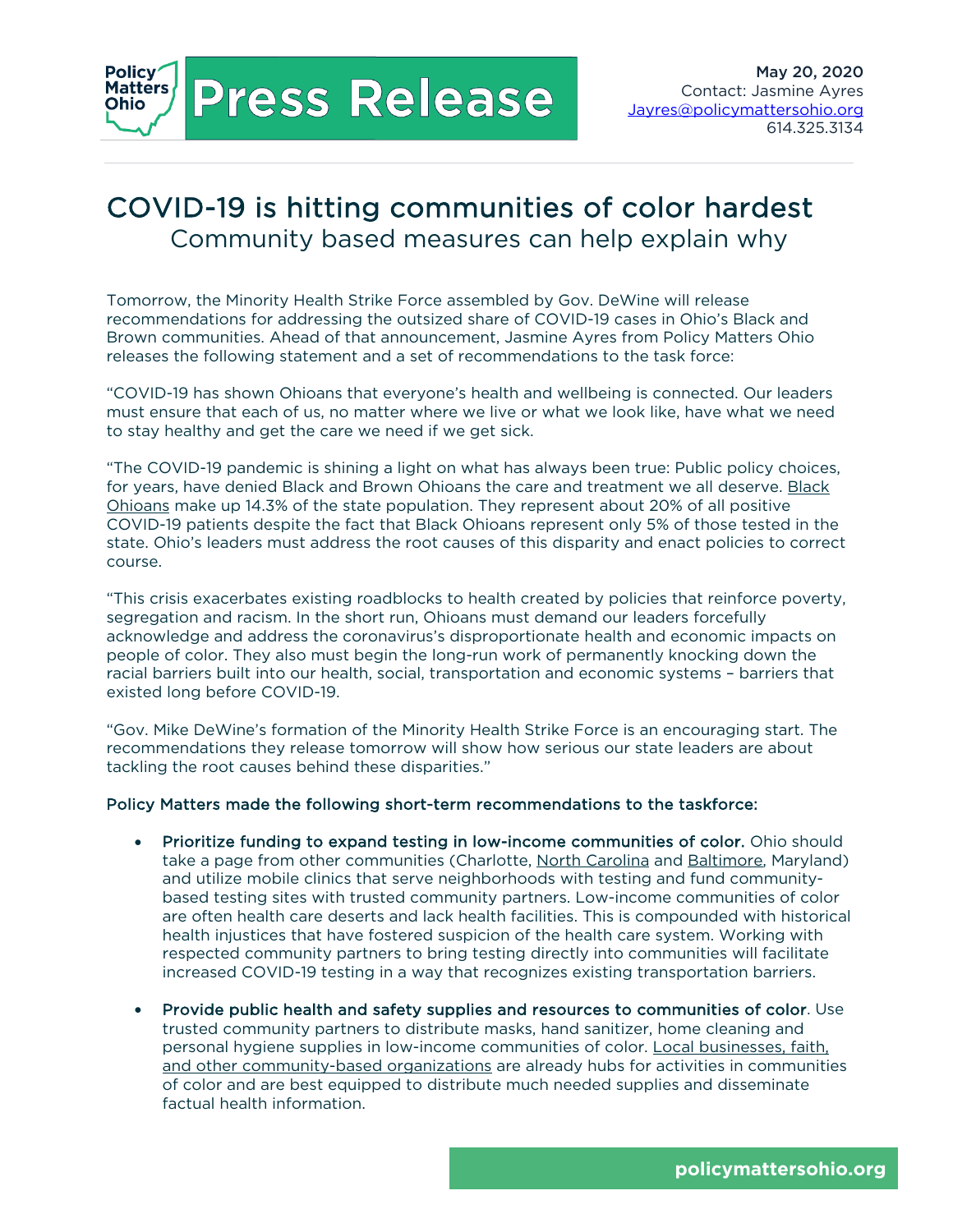# Press Release

**May 20, 2020**
Contact: Jasmine Ayres
Jayres@policymattersohio.org
614.325.3134

# COVID-19 is hitting communities of color hardest

## Community based measures can help explain why

Tomorrow, the Minority Health Strike Force assembled by Gov. DeWine will release recommendations for addressing the outsized share of COVID-19 cases in Ohio's Black and Brown communities. Ahead of that announcement, Jasmine Ayres from Policy Matters Ohio releases the following statement and a set of recommendations to the task force:

"COVID-19 has shown Ohioans that everyone's health and wellbeing is connected. Our leaders must ensure that each of us, no matter where we live or what we look like, have what we need to stay healthy and get the care we need if we get sick.

"The COVID-19 pandemic is shining a light on what has always been true: Public policy choices, for years, have denied Black and Brown Ohioans the care and treatment we all deserve. Black Ohioans make up 14.3% of the state population. They represent about 20% of all positive COVID-19 patients despite the fact that Black Ohioans represent only 5% of those tested in the state. Ohio's leaders must address the root causes of this disparity and enact policies to correct course.

"This crisis exacerbates existing roadblocks to health created by policies that reinforce poverty, segregation and racism. In the short run, Ohioans must demand our leaders forcefully acknowledge and address the coronavirus's disproportionate health and economic impacts on people of color. They also must begin the long-run work of permanently knocking down the racial barriers built into our health, social, transportation and economic systems – barriers that existed long before COVID-19.

"Gov. Mike DeWine's formation of the Minority Health Strike Force is an encouraging start. The recommendations they release tomorrow will show how serious our state leaders are about tackling the root causes behind these disparities."

**Policy Matters made the following short-term recommendations to the taskforce:**

- **Prioritize funding to expand testing in low-income communities of color.** Ohio should take a page from other communities (Charlotte, North Carolina and Baltimore, Maryland) and utilize mobile clinics that serve neighborhoods with testing and fund community-based testing sites with trusted community partners. Low-income communities of color are often health care deserts and lack health facilities. This is compounded with historical health injustices that have fostered suspicion of the health care system. Working with respected community partners to bring testing directly into communities will facilitate increased COVID-19 testing in a way that recognizes existing transportation barriers.

- **Provide public health and safety supplies and resources to communities of color**. Use trusted community partners to distribute masks, hand sanitizer, home cleaning and personal hygiene supplies in low-income communities of color. Local businesses, faith, and other community-based organizations are already hubs for activities in communities of color and are best equipped to distribute much needed supplies and disseminate factual health information.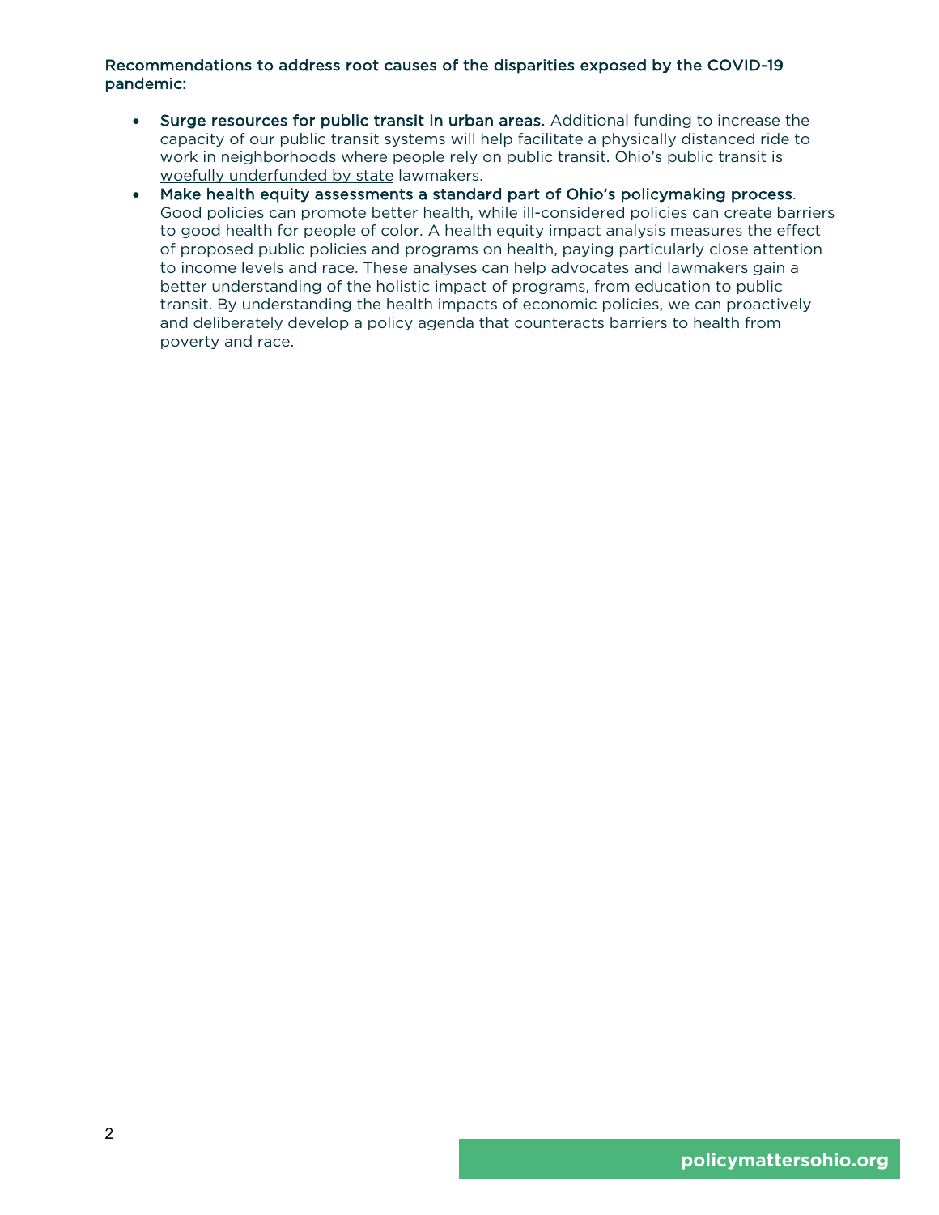**Recommendations to address root causes of the disparities exposed by the COVID-19 pandemic:**

- **Surge resources for public transit in urban areas.** Additional funding to increase the capacity of our public transit systems will help facilitate a physically distanced ride to work in neighborhoods where people rely on public transit. Ohio's public transit is woefully underfunded by state lawmakers.
- **Make health equity assessments a standard part of Ohio's policymaking process**. Good policies can promote better health, while ill-considered policies can create barriers to good health for people of color. A health equity impact analysis measures the effect of proposed public policies and programs on health, paying particularly close attention to income levels and race. These analyses can help advocates and lawmakers gain a better understanding of the holistic impact of programs, from education to public transit. By understanding the health impacts of economic policies, we can proactively and deliberately develop a policy agenda that counteracts barriers to health from poverty and race.